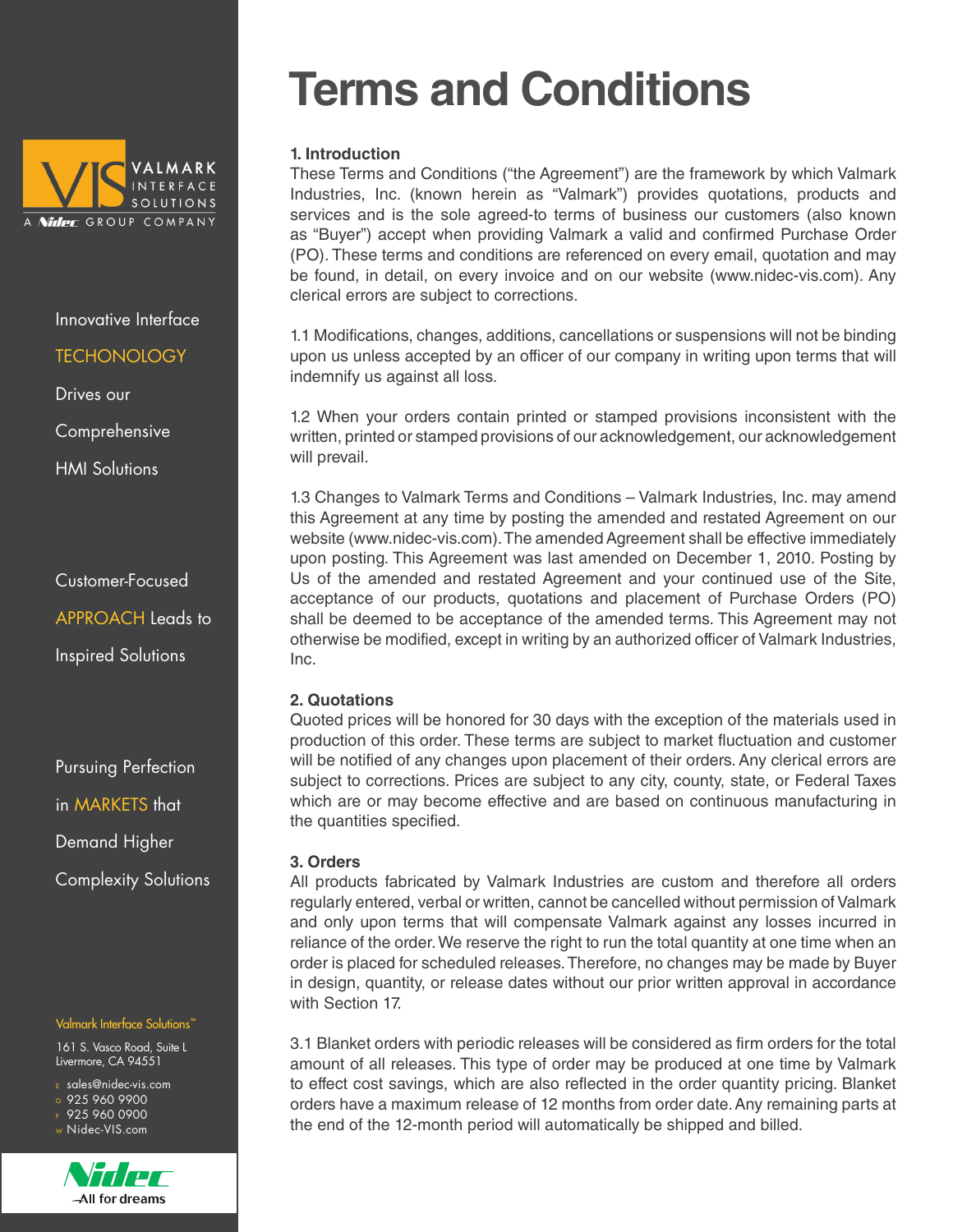# Terms and Conditions

Innovative Interface TECHONOLOGY Drives our Comprehensive HMI Solutions

Customer-Focused APPROACH Leads to Inspired Solutions

Pursuing Perfection in MARKETS that Demand Higher Complexity Solutions

Valmark Interface Solutions™

161 S. Vasco Road, Suite L
Livermore, CA 94551

E sales@nidec-vis.com
O 925 960 9900
F 925 960 0900
W Nidec-VIS.com

### 1. Introduction

These Terms and Conditions ("the Agreement") are the framework by which Valmark Industries, Inc. (known herein as "Valmark") provides quotations, products and services and is the sole agreed-to terms of business our customers (also known as "Buyer") accept when providing Valmark a valid and confirmed Purchase Order (PO). These terms and conditions are referenced on every email, quotation and may be found, in detail, on every invoice and on our website (www.nidec-vis.com). Any clerical errors are subject to corrections.

1.1 Modifications, changes, additions, cancellations or suspensions will not be binding upon us unless accepted by an officer of our company in writing upon terms that will indemnify us against all loss.

1.2 When your orders contain printed or stamped provisions inconsistent with the written, printed or stamped provisions of our acknowledgement, our acknowledgement will prevail.

1.3 Changes to Valmark Terms and Conditions – Valmark Industries, Inc. may amend this Agreement at any time by posting the amended and restated Agreement on our website (www.nidec-vis.com). The amended Agreement shall be effective immediately upon posting. This Agreement was last amended on December 1, 2010. Posting by Us of the amended and restated Agreement and your continued use of the Site, acceptance of our products, quotations and placement of Purchase Orders (PO) shall be deemed to be acceptance of the amended terms. This Agreement may not otherwise be modified, except in writing by an authorized officer of Valmark Industries, Inc.

### 2. Quotations

Quoted prices will be honored for 30 days with the exception of the materials used in production of this order. These terms are subject to market fluctuation and customer will be notified of any changes upon placement of their orders. Any clerical errors are subject to corrections. Prices are subject to any city, county, state, or Federal Taxes which are or may become effective and are based on continuous manufacturing in the quantities specified.

### 3. Orders

All products fabricated by Valmark Industries are custom and therefore all orders regularly entered, verbal or written, cannot be cancelled without permission of Valmark and only upon terms that will compensate Valmark against any losses incurred in reliance of the order. We reserve the right to run the total quantity at one time when an order is placed for scheduled releases. Therefore, no changes may be made by Buyer in design, quantity, or release dates without our prior written approval in accordance with Section 17.

3.1 Blanket orders with periodic releases will be considered as firm orders for the total amount of all releases. This type of order may be produced at one time by Valmark to effect cost savings, which are also reflected in the order quantity pricing. Blanket orders have a maximum release of 12 months from order date. Any remaining parts at the end of the 12-month period will automatically be shipped and billed.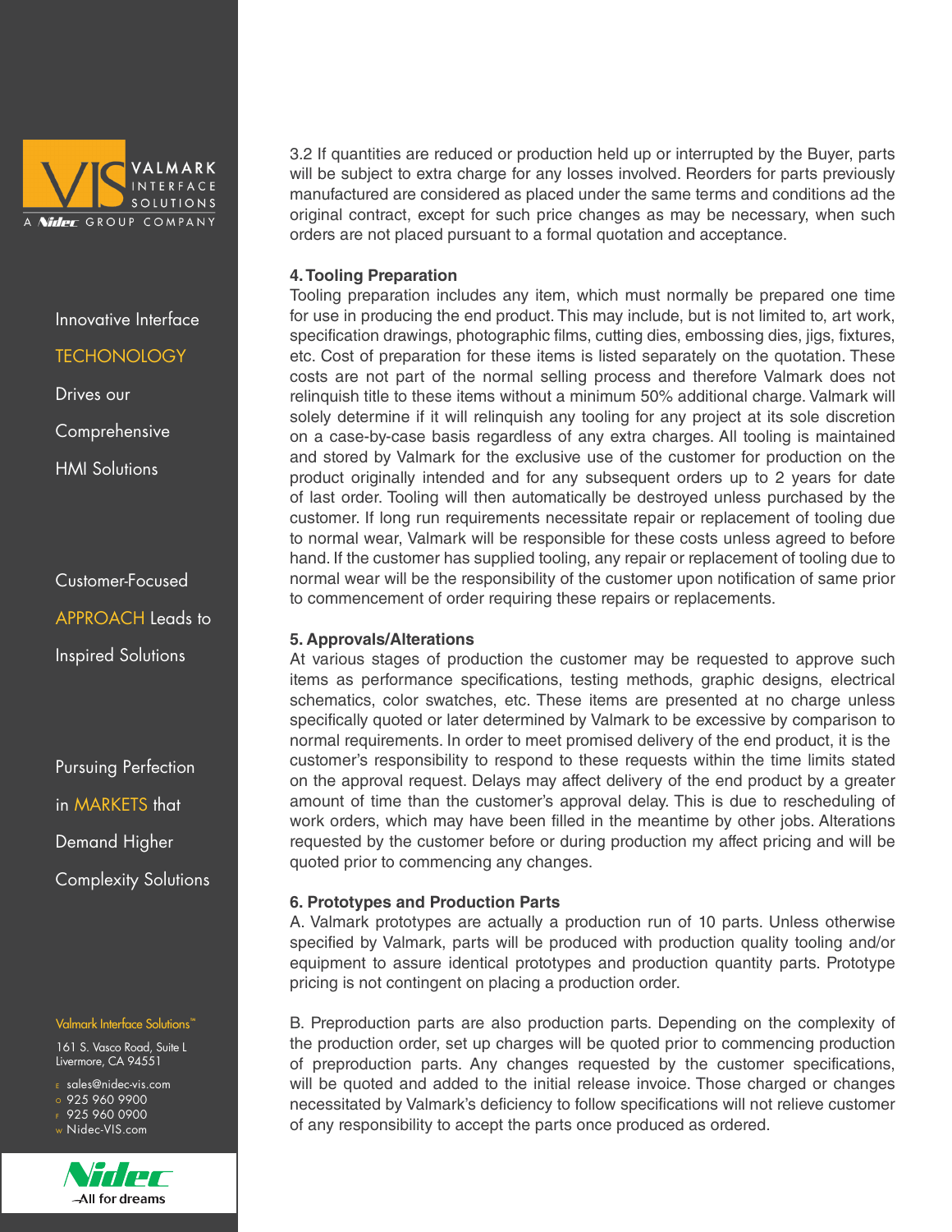3.2 If quantities are reduced or production held up or interrupted by the Buyer, parts will be subject to extra charge for any losses involved. Reorders for parts previously manufactured are considered as placed under the same terms and conditions ad the original contract, except for such price changes as may be necessary, when such orders are not placed pursuant to a formal quotation and acceptance.

**4. Tooling Preparation**

Tooling preparation includes any item, which must normally be prepared one time for use in producing the end product. This may include, but is not limited to, art work, specification drawings, photographic films, cutting dies, embossing dies, jigs, fixtures, etc. Cost of preparation for these items is listed separately on the quotation. These costs are not part of the normal selling process and therefore Valmark does not relinquish title to these items without a minimum 50% additional charge. Valmark will solely determine if it will relinquish any tooling for any project at its sole discretion on a case-by-case basis regardless of any extra charges. All tooling is maintained and stored by Valmark for the exclusive use of the customer for production on the product originally intended and for any subsequent orders up to 2 years for date of last order. Tooling will then automatically be destroyed unless purchased by the customer. If long run requirements necessitate repair or replacement of tooling due to normal wear, Valmark will be responsible for these costs unless agreed to before hand. If the customer has supplied tooling, any repair or replacement of tooling due to normal wear will be the responsibility of the customer upon notification of same prior to commencement of order requiring these repairs or replacements.

**5. Approvals/Alterations**

At various stages of production the customer may be requested to approve such items as performance specifications, testing methods, graphic designs, electrical schematics, color swatches, etc. These items are presented at no charge unless specifically quoted or later determined by Valmark to be excessive by comparison to normal requirements. In order to meet promised delivery of the end product, it is the customer's responsibility to respond to these requests within the time limits stated on the approval request. Delays may affect delivery of the end product by a greater amount of time than the customer's approval delay. This is due to rescheduling of work orders, which may have been filled in the meantime by other jobs. Alterations requested by the customer before or during production my affect pricing and will be quoted prior to commencing any changes.

**6. Prototypes and Production Parts**

A. Valmark prototypes are actually a production run of 10 parts. Unless otherwise specified by Valmark, parts will be produced with production quality tooling and/or equipment to assure identical prototypes and production quantity parts. Prototype pricing is not contingent on placing a production order.

B. Preproduction parts are also production parts. Depending on the complexity of the production order, set up charges will be quoted prior to commencing production of preproduction parts. Any changes requested by the customer specifications, will be quoted and added to the initial release invoice. Those charged or changes necessitated by Valmark's deficiency to follow specifications will not relieve customer of any responsibility to accept the parts once produced as ordered.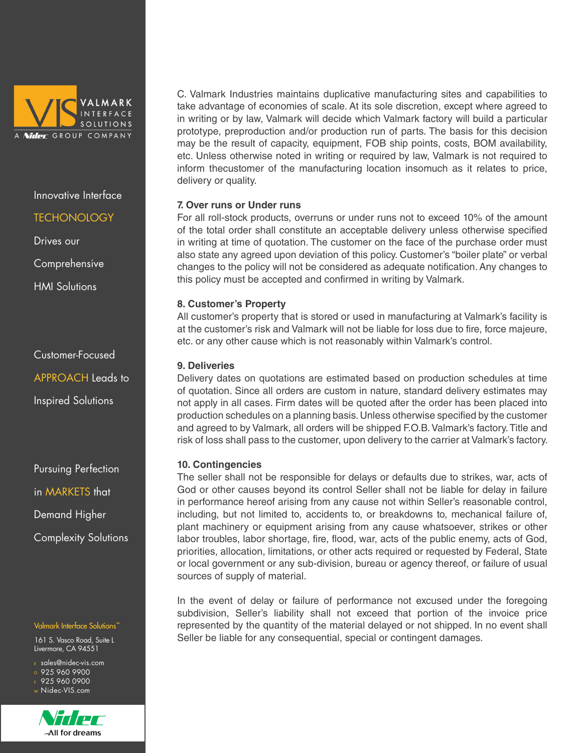C. Valmark Industries maintains duplicative manufacturing sites and capabilities to take advantage of economies of scale. At its sole discretion, except where agreed to in writing or by law, Valmark will decide which Valmark factory will build a particular prototype, preproduction and/or production run of parts. The basis for this decision may be the result of capacity, equipment, FOB ship points, costs, BOM availability, etc. Unless otherwise noted in writing or required by law, Valmark is not required to inform thecustomer of the manufacturing location insomuch as it relates to price, delivery or quality.

**7. Over runs or Under runs**

For all roll-stock products, overruns or under runs not to exceed 10% of the amount of the total order shall constitute an acceptable delivery unless otherwise specified in writing at time of quotation. The customer on the face of the purchase order must also state any agreed upon deviation of this policy. Customer's "boiler plate" or verbal changes to the policy will not be considered as adequate notification. Any changes to this policy must be accepted and confirmed in writing by Valmark.

**8. Customer's Property**

All customer's property that is stored or used in manufacturing at Valmark's facility is at the customer's risk and Valmark will not be liable for loss due to fire, force majeure, etc. or any other cause which is not reasonably within Valmark's control.

**9. Deliveries**

Delivery dates on quotations are estimated based on production schedules at time of quotation. Since all orders are custom in nature, standard delivery estimates may not apply in all cases. Firm dates will be quoted after the order has been placed into production schedules on a planning basis. Unless otherwise specified by the customer and agreed to by Valmark, all orders will be shipped F.O.B. Valmark's factory. Title and risk of loss shall pass to the customer, upon delivery to the carrier at Valmark's factory.

**10. Contingencies**

The seller shall not be responsible for delays or defaults due to strikes, war, acts of God or other causes beyond its control Seller shall not be liable for delay in failure in performance hereof arising from any cause not within Seller's reasonable control, including, but not limited to, accidents to, or breakdowns to, mechanical failure of, plant machinery or equipment arising from any cause whatsoever, strikes or other labor troubles, labor shortage, fire, flood, war, acts of the public enemy, acts of God, priorities, allocation, limitations, or other acts required or requested by Federal, State or local government or any sub-division, bureau or agency thereof, or failure of usual sources of supply of material.

In the event of delay or failure of performance not excused under the foregoing subdivision, Seller's liability shall not exceed that portion of the invoice price represented by the quantity of the material delayed or not shipped. In no event shall Seller be liable for any consequential, special or contingent damages.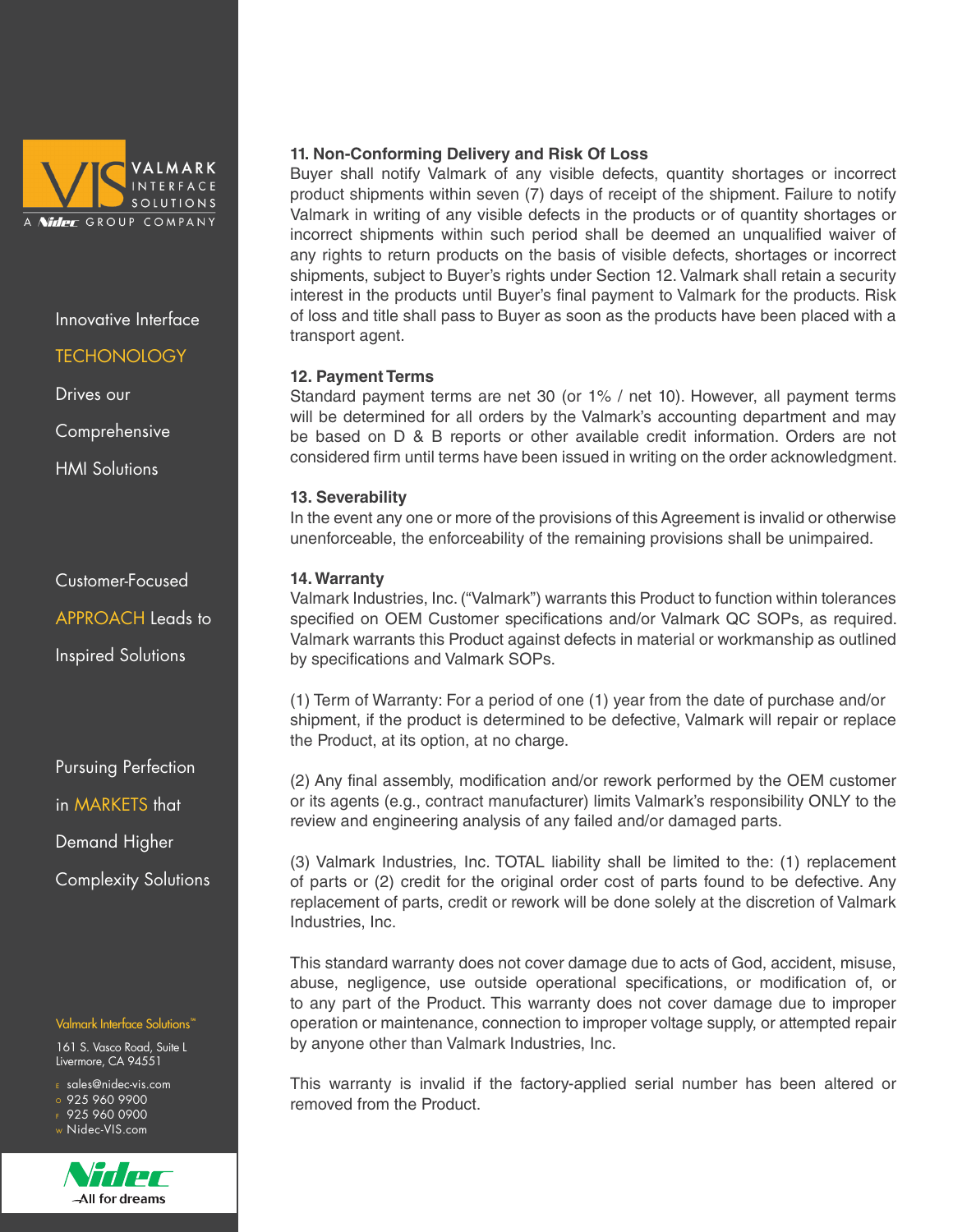### 11. Non-Conforming Delivery and Risk Of Loss

Buyer shall notify Valmark of any visible defects, quantity shortages or incorrect product shipments within seven (7) days of receipt of the shipment. Failure to notify Valmark in writing of any visible defects in the products or of quantity shortages or incorrect shipments within such period shall be deemed an unqualified waiver of any rights to return products on the basis of visible defects, shortages or incorrect shipments, subject to Buyer's rights under Section 12. Valmark shall retain a security interest in the products until Buyer's final payment to Valmark for the products. Risk of loss and title shall pass to Buyer as soon as the products have been placed with a transport agent.

### 12. Payment Terms

Standard payment terms are net 30 (or 1% / net 10). However, all payment terms will be determined for all orders by the Valmark's accounting department and may be based on D & B reports or other available credit information. Orders are not considered firm until terms have been issued in writing on the order acknowledgment.

### 13. Severability

In the event any one or more of the provisions of this Agreement is invalid or otherwise unenforceable, the enforceability of the remaining provisions shall be unimpaired.

### 14. Warranty

Valmark Industries, Inc. ("Valmark") warrants this Product to function within tolerances specified on OEM Customer specifications and/or Valmark QC SOPs, as required. Valmark warrants this Product against defects in material or workmanship as outlined by specifications and Valmark SOPs.

(1) Term of Warranty: For a period of one (1) year from the date of purchase and/or shipment, if the product is determined to be defective, Valmark will repair or replace the Product, at its option, at no charge.

(2) Any final assembly, modification and/or rework performed by the OEM customer or its agents (e.g., contract manufacturer) limits Valmark's responsibility ONLY to the review and engineering analysis of any failed and/or damaged parts.

(3) Valmark Industries, Inc. TOTAL liability shall be limited to the: (1) replacement of parts or (2) credit for the original order cost of parts found to be defective. Any replacement of parts, credit or rework will be done solely at the discretion of Valmark Industries, Inc.

This standard warranty does not cover damage due to acts of God, accident, misuse, abuse, negligence, use outside operational specifications, or modification of, or to any part of the Product. This warranty does not cover damage due to improper operation or maintenance, connection to improper voltage supply, or attempted repair by anyone other than Valmark Industries, Inc.

This warranty is invalid if the factory-applied serial number has been altered or removed from the Product.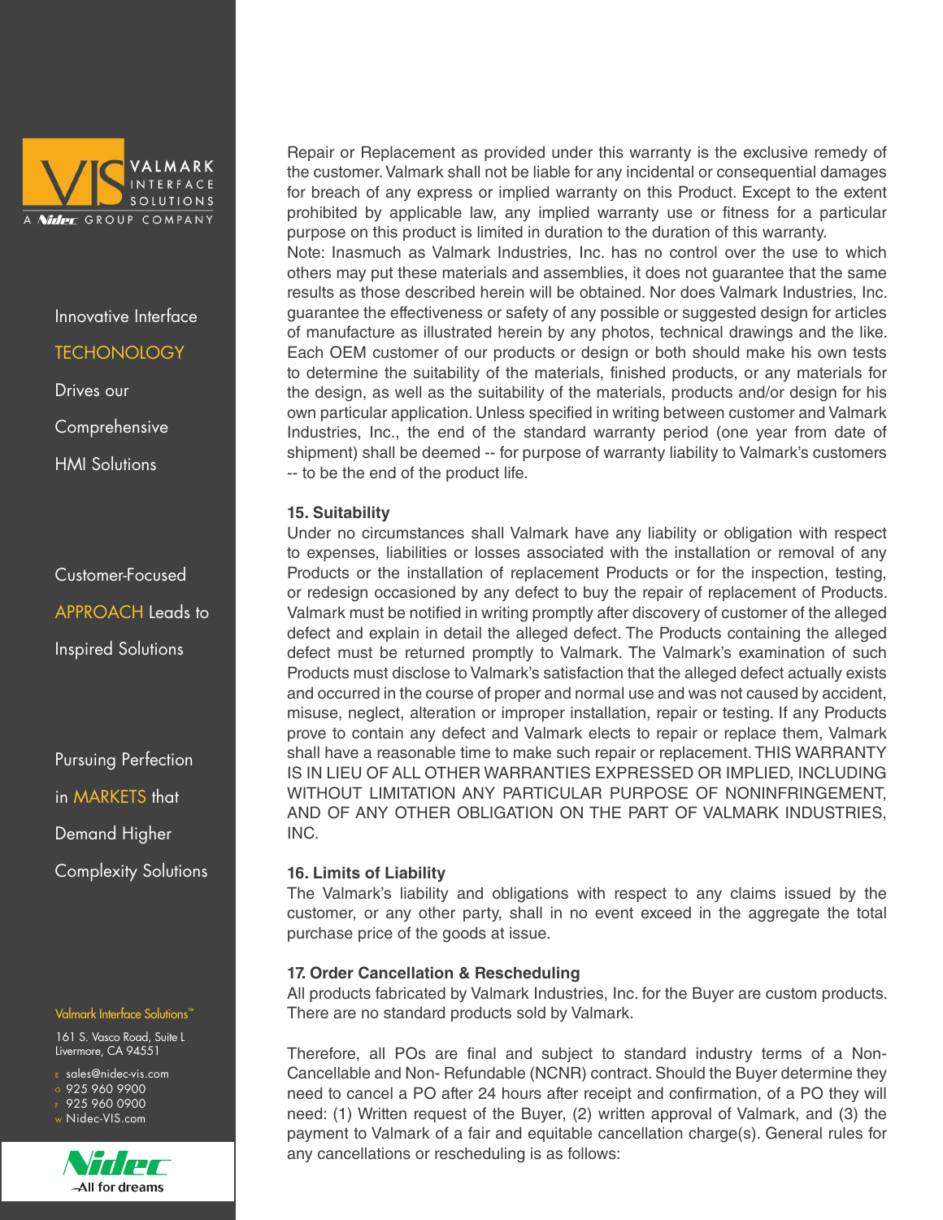Repair or Replacement as provided under this warranty is the exclusive remedy of the customer. Valmark shall not be liable for any incidental or consequential damages for breach of any express or implied warranty on this Product. Except to the extent prohibited by applicable law, any implied warranty use or fitness for a particular purpose on this product is limited in duration to the duration of this warranty.

Note: Inasmuch as Valmark Industries, Inc. has no control over the use to which others may put these materials and assemblies, it does not guarantee that the same results as those described herein will be obtained. Nor does Valmark Industries, Inc. guarantee the effectiveness or safety of any possible or suggested design for articles of manufacture as illustrated herein by any photos, technical drawings and the like. Each OEM customer of our products or design or both should make his own tests to determine the suitability of the materials, finished products, or any materials for the design, as well as the suitability of the materials, products and/or design for his own particular application. Unless specified in writing between customer and Valmark Industries, Inc., the end of the standard warranty period (one year from date of shipment) shall be deemed -- for purpose of warranty liability to Valmark's customers -- to be the end of the product life.

**15. Suitability**

Under no circumstances shall Valmark have any liability or obligation with respect to expenses, liabilities or losses associated with the installation or removal of any Products or the installation of replacement Products or for the inspection, testing, or redesign occasioned by any defect to buy the repair of replacement of Products. Valmark must be notified in writing promptly after discovery of customer of the alleged defect and explain in detail the alleged defect. The Products containing the alleged defect must be returned promptly to Valmark. The Valmark's examination of such Products must disclose to Valmark's satisfaction that the alleged defect actually exists and occurred in the course of proper and normal use and was not caused by accident, misuse, neglect, alteration or improper installation, repair or testing. If any Products prove to contain any defect and Valmark elects to repair or replace them, Valmark shall have a reasonable time to make such repair or replacement. THIS WARRANTY IS IN LIEU OF ALL OTHER WARRANTIES EXPRESSED OR IMPLIED, INCLUDING WITHOUT LIMITATION ANY PARTICULAR PURPOSE OF NONINFRINGEMENT, AND OF ANY OTHER OBLIGATION ON THE PART OF VALMARK INDUSTRIES, INC.

**16. Limits of Liability**

The Valmark's liability and obligations with respect to any claims issued by the customer, or any other party, shall in no event exceed in the aggregate the total purchase price of the goods at issue.

**17. Order Cancellation & Rescheduling**

All products fabricated by Valmark Industries, Inc. for the Buyer are custom products. There are no standard products sold by Valmark.

Therefore, all POs are final and subject to standard industry terms of a Non-Cancellable and Non- Refundable (NCNR) contract. Should the Buyer determine they need to cancel a PO after 24 hours after receipt and confirmation, of a PO they will need: (1) Written request of the Buyer, (2) written approval of Valmark, and (3) the payment to Valmark of a fair and equitable cancellation charge(s). General rules for any cancellations or rescheduling is as follows: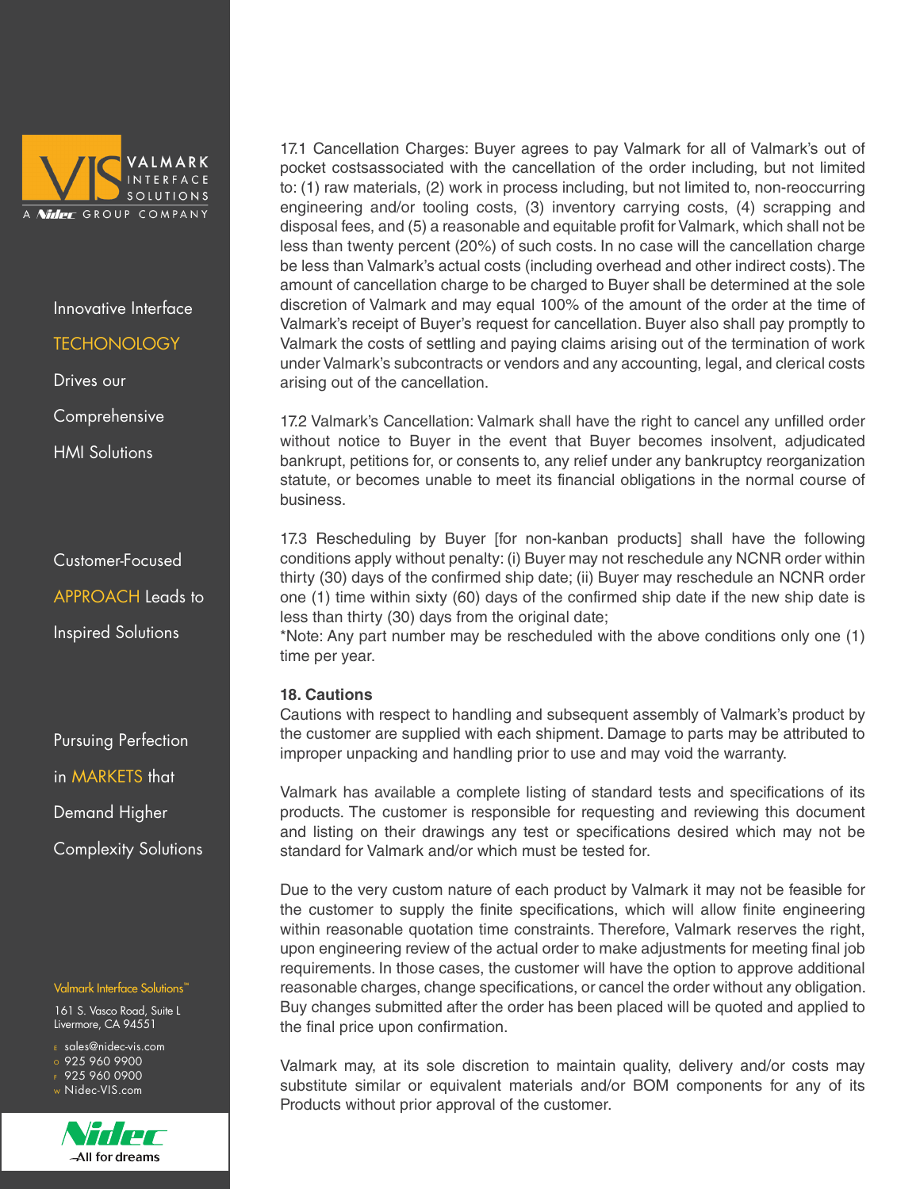17.1 Cancellation Charges: Buyer agrees to pay Valmark for all of Valmark's out of pocket costsassociated with the cancellation of the order including, but not limited to: (1) raw materials, (2) work in process including, but not limited to, non-reoccurring engineering and/or tooling costs, (3) inventory carrying costs, (4) scrapping and disposal fees, and (5) a reasonable and equitable profit for Valmark, which shall not be less than twenty percent (20%) of such costs. In no case will the cancellation charge be less than Valmark's actual costs (including overhead and other indirect costs). The amount of cancellation charge to be charged to Buyer shall be determined at the sole discretion of Valmark and may equal 100% of the amount of the order at the time of Valmark's receipt of Buyer's request for cancellation. Buyer also shall pay promptly to Valmark the costs of settling and paying claims arising out of the termination of work under Valmark's subcontracts or vendors and any accounting, legal, and clerical costs arising out of the cancellation.

17.2 Valmark's Cancellation: Valmark shall have the right to cancel any unfilled order without notice to Buyer in the event that Buyer becomes insolvent, adjudicated bankrupt, petitions for, or consents to, any relief under any bankruptcy reorganization statute, or becomes unable to meet its financial obligations in the normal course of business.

17.3 Rescheduling by Buyer [for non-kanban products] shall have the following conditions apply without penalty: (i) Buyer may not reschedule any NCNR order within thirty (30) days of the confirmed ship date; (ii) Buyer may reschedule an NCNR order one (1) time within sixty (60) days of the confirmed ship date if the new ship date is less than thirty (30) days from the original date;
*Note: Any part number may be rescheduled with the above conditions only one (1) time per year.

**18. Cautions**

Cautions with respect to handling and subsequent assembly of Valmark's product by the customer are supplied with each shipment. Damage to parts may be attributed to improper unpacking and handling prior to use and may void the warranty.

Valmark has available a complete listing of standard tests and specifications of its products. The customer is responsible for requesting and reviewing this document and listing on their drawings any test or specifications desired which may not be standard for Valmark and/or which must be tested for.

Due to the very custom nature of each product by Valmark it may not be feasible for the customer to supply the finite specifications, which will allow finite engineering within reasonable quotation time constraints. Therefore, Valmark reserves the right, upon engineering review of the actual order to make adjustments for meeting final job requirements. In those cases, the customer will have the option to approve additional reasonable charges, change specifications, or cancel the order without any obligation. Buy changes submitted after the order has been placed will be quoted and applied to the final price upon confirmation.

Valmark may, at its sole discretion to maintain quality, delivery and/or costs may substitute similar or equivalent materials and/or BOM components for any of its Products without prior approval of the customer.